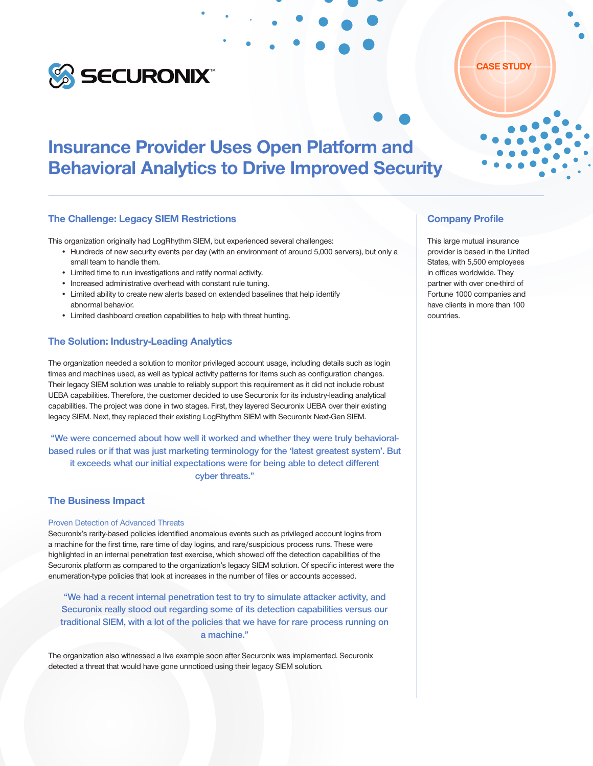SECURONIX™

CASE STUDY

# Insurance Provider Uses Open Platform and Behavioral Analytics to Drive Improved Security

## The Challenge: Legacy SIEM Restrictions

This organization originally had LogRhythm SIEM, but experienced several challenges:

- Hundreds of new security events per day (with an environment of around 5,000 servers), but only a small team to handle them.
- Limited time to run investigations and ratify normal activity.
- Increased administrative overhead with constant rule tuning.
- Limited ability to create new alerts based on extended baselines that help identify abnormal behavior.
- Limited dashboard creation capabilities to help with threat hunting.

## The Solution: Industry-Leading Analytics

The organization needed a solution to monitor privileged account usage, including details such as login times and machines used, as well as typical activity patterns for items such as configuration changes. Their legacy SIEM solution was unable to reliably support this requirement as it did not include robust UEBA capabilities. Therefore, the customer decided to use Securonix for its industry-leading analytical capabilities. The project was done in two stages. First, they layered Securonix UEBA over their existing legacy SIEM. Next, they replaced their existing LogRhythm SIEM with Securonix Next-Gen SIEM.

> "We were concerned about how well it worked and whether they were truly behavioral-based rules or if that was just marketing terminology for the 'latest greatest system'. But it exceeds what our initial expectations were for being able to detect different cyber threats."

## The Business Impact

### Proven Detection of Advanced Threats

Securonix's rarity-based policies identified anomalous events such as privileged account logins from a machine for the first time, rare time of day logins, and rare/suspicious process runs. These were highlighted in an internal penetration test exercise, which showed off the detection capabilities of the Securonix platform as compared to the organization's legacy SIEM solution. Of specific interest were the enumeration-type policies that look at increases in the number of files or accounts accessed.

> "We had a recent internal penetration test to try to simulate attacker activity, and Securonix really stood out regarding some of its detection capabilities versus our traditional SIEM, with a lot of the policies that we have for rare process running on a machine."

The organization also witnessed a live example soon after Securonix was implemented. Securonix detected a threat that would have gone unnoticed using their legacy SIEM solution.

## Company Profile

This large mutual insurance provider is based in the United States, with 5,500 employees in offices worldwide. They partner with over one-third of Fortune 1000 companies and have clients in more than 100 countries.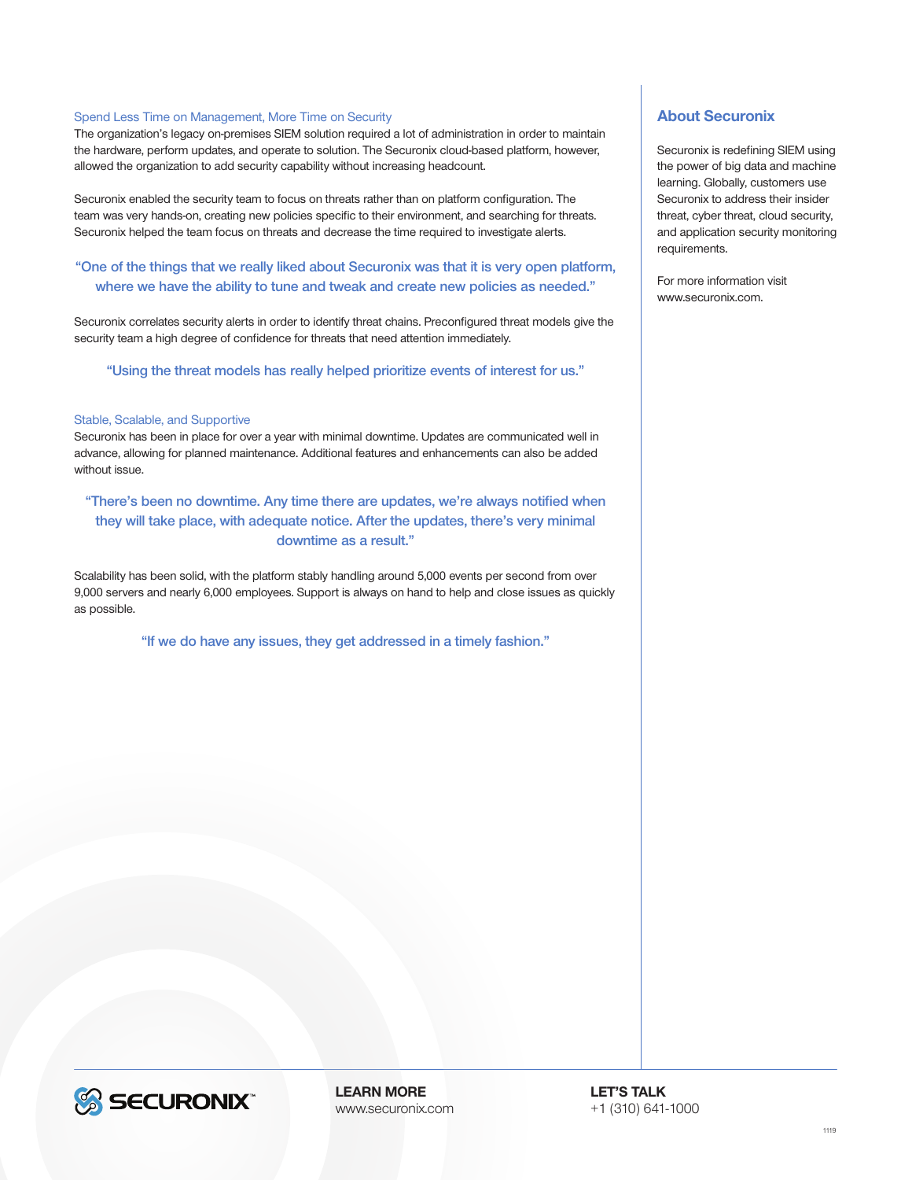### Spend Less Time on Management, More Time on Security

The organization's legacy on-premises SIEM solution required a lot of administration in order to maintain the hardware, perform updates, and operate to solution. The Securonix cloud-based platform, however, allowed the organization to add security capability without increasing headcount.

Securonix enabled the security team to focus on threats rather than on platform configuration. The team was very hands-on, creating new policies specific to their environment, and searching for threats. Securonix helped the team focus on threats and decrease the time required to investigate alerts.

> "One of the things that we really liked about Securonix was that it is very open platform, where we have the ability to tune and tweak and create new policies as needed."

Securonix correlates security alerts in order to identify threat chains. Preconfigured threat models give the security team a high degree of confidence for threats that need attention immediately.

> "Using the threat models has really helped prioritize events of interest for us."

### Stable, Scalable, and Supportive

Securonix has been in place for over a year with minimal downtime. Updates are communicated well in advance, allowing for planned maintenance. Additional features and enhancements can also be added without issue.

> "There's been no downtime. Any time there are updates, we're always notified when they will take place, with adequate notice. After the updates, there's very minimal downtime as a result."

Scalability has been solid, with the platform stably handling around 5,000 events per second from over 9,000 servers and nearly 6,000 employees. Support is always on hand to help and close issues as quickly as possible.

> "If we do have any issues, they get addressed in a timely fashion."

## About Securonix

Securonix is redefining SIEM using the power of big data and machine learning. Globally, customers use Securonix to address their insider threat, cyber threat, cloud security, and application security monitoring requirements.

For more information visit www.securonix.com.

SECURONIX™

**LEARN MORE**
www.securonix.com

**LET'S TALK**
+1 (310) 641-1000

1119